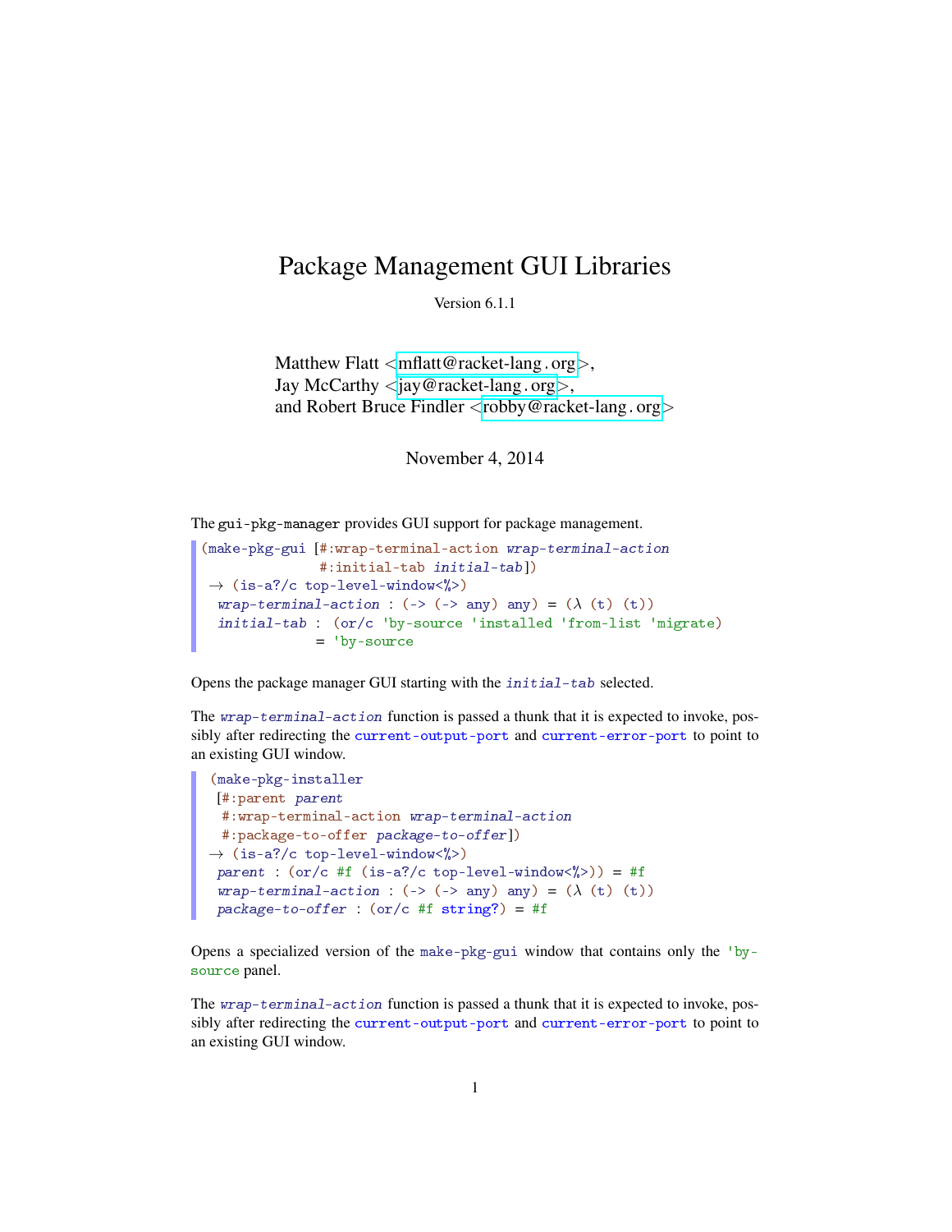# Package Management GUI Libraries

Version 6.1.1

Matthew Flatt <mflatt@racket-lang.org>,
Jay McCarthy <jay@racket-lang.org>,
and Robert Bruce Findler <robby@racket-lang.org>

November 4, 2014

The gui-pkg-manager provides GUI support for package management.

```
(make-pkg-gui [#:wrap-terminal-action wrap-terminal-action
               #:initial-tab initial-tab])
 → (is-a?/c top-level-window<%>)
  wrap-terminal-action : (-> (-> any) any) = (λ (t) (t))
  initial-tab : (or/c 'by-source 'installed 'from-list 'migrate)
              = 'by-source
```

Opens the package manager GUI starting with the *initial-tab* selected.

The *wrap-terminal-action* function is passed a thunk that it is expected to invoke, possibly after redirecting the current-output-port and current-error-port to point to an existing GUI window.

```
(make-pkg-installer
 [#:parent parent
  #:wrap-terminal-action wrap-terminal-action
  #:package-to-offer package-to-offer])
 → (is-a?/c top-level-window<%>)
  parent : (or/c #f (is-a?/c top-level-window<%>)) = #f
  wrap-terminal-action : (-> (-> any) any) = (λ (t) (t))
  package-to-offer : (or/c #f string?) = #f
```

Opens a specialized version of the make-pkg-gui window that contains only the 'by-source panel.

The *wrap-terminal-action* function is passed a thunk that it is expected to invoke, possibly after redirecting the current-output-port and current-error-port to point to an existing GUI window.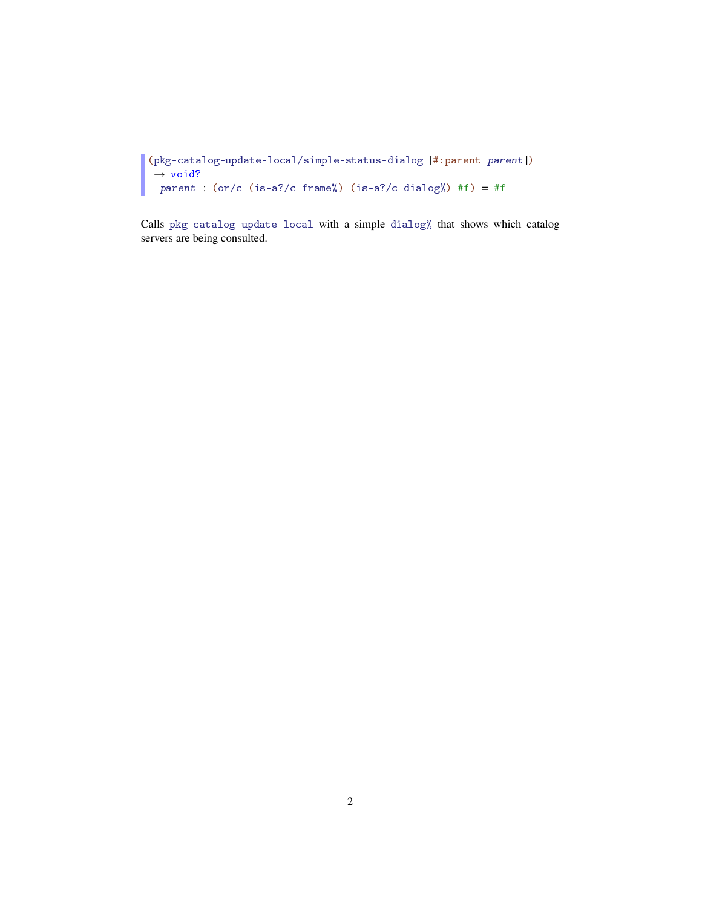```
(pkg-catalog-update-local/simple-status-dialog [#:parent parent])
 → void?
  parent : (or/c (is-a?/c frame%) (is-a?/c dialog%) #f) = #f
```

Calls `pkg-catalog-update-local` with a simple `dialog%` that shows which catalog servers are being consulted.